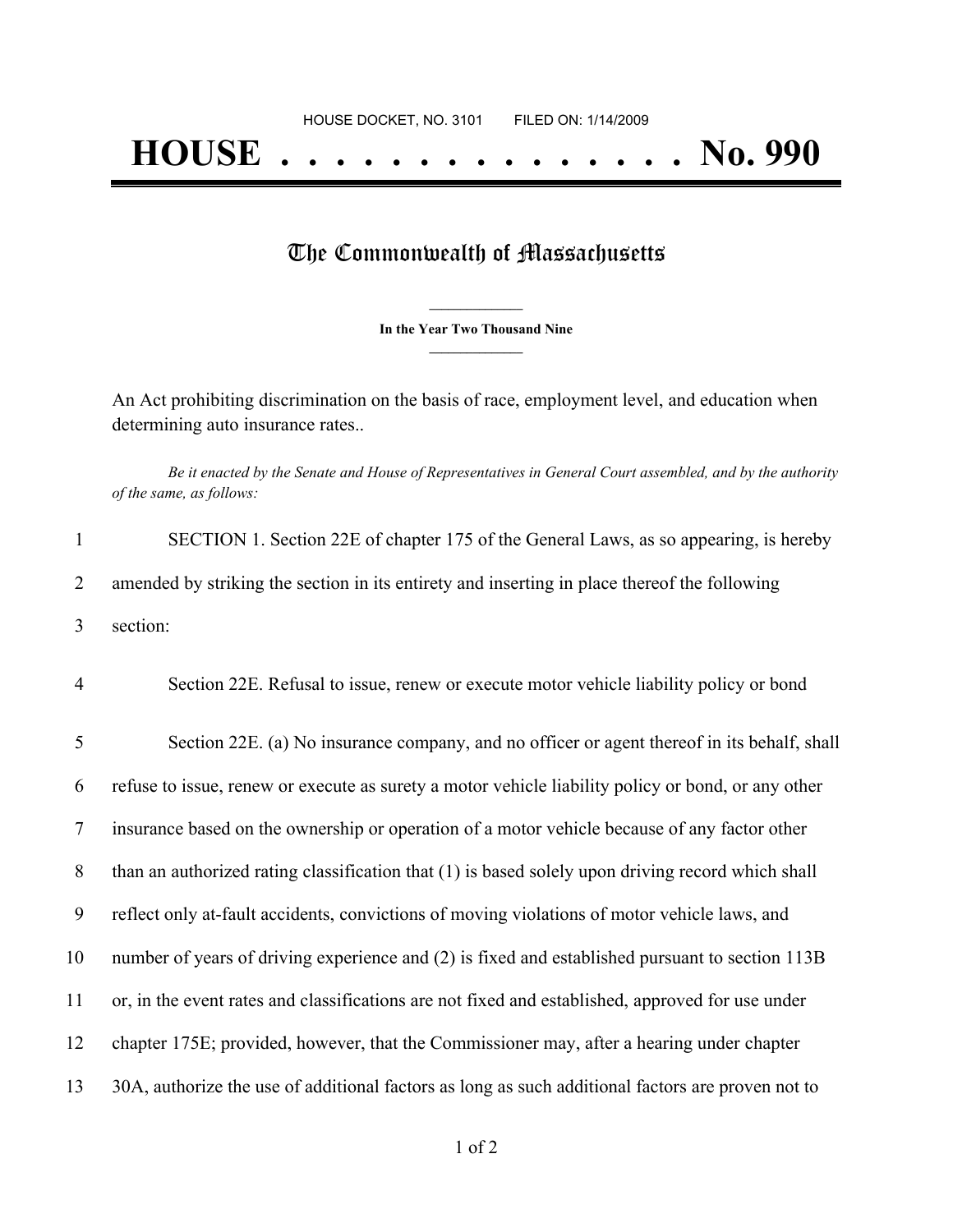HOUSE DOCKET, NO. 3101        FILED ON: 1/14/2009

# HOUSE . . . . . . . . . . . . . . . No. 990

## The Commonwealth of Massachusetts

**In the Year Two Thousand Nine**

An Act prohibiting discrimination on the basis of race, employment level, and education when determining auto insurance rates..

*Be it enacted by the Senate and House of Representatives in General Court assembled, and by the authority of the same, as follows:*

1 SECTION 1. Section 22E of chapter 175 of the General Laws, as so appearing, is hereby
2 amended by striking the section in its entirety and inserting in place thereof the following
3 section:

4 Section 22E. Refusal to issue, renew or execute motor vehicle liability policy or bond

5 Section 22E. (a) No insurance company, and no officer or agent thereof in its behalf, shall
6 refuse to issue, renew or execute as surety a motor vehicle liability policy or bond, or any other
7 insurance based on the ownership or operation of a motor vehicle because of any factor other
8 than an authorized rating classification that (1) is based solely upon driving record which shall
9 reflect only at-fault accidents, convictions of moving violations of motor vehicle laws, and
10 number of years of driving experience and (2) is fixed and established pursuant to section 113B
11 or, in the event rates and classifications are not fixed and established, approved for use under
12 chapter 175E; provided, however, that the Commissioner may, after a hearing under chapter
13 30A, authorize the use of additional factors as long as such additional factors are proven not to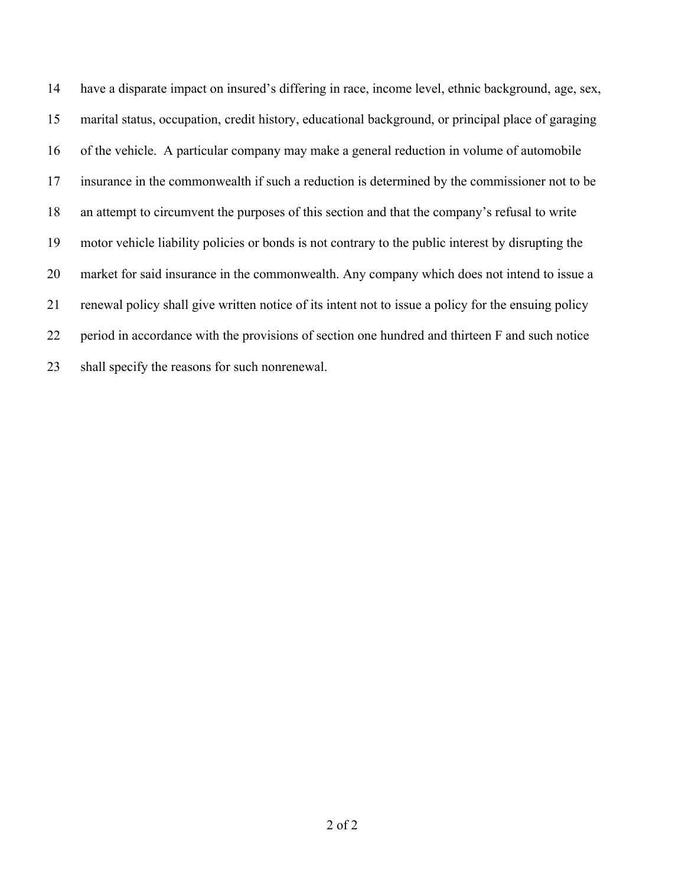have a disparate impact on insured's differing in race, income level, ethnic background, age, sex, marital status, occupation, credit history, educational background, or principal place of garaging of the vehicle. A particular company may make a general reduction in volume of automobile insurance in the commonwealth if such a reduction is determined by the commissioner not to be an attempt to circumvent the purposes of this section and that the company's refusal to write motor vehicle liability policies or bonds is not contrary to the public interest by disrupting the market for said insurance in the commonwealth. Any company which does not intend to issue a renewal policy shall give written notice of its intent not to issue a policy for the ensuing policy period in accordance with the provisions of section one hundred and thirteen F and such notice shall specify the reasons for such nonrenewal.